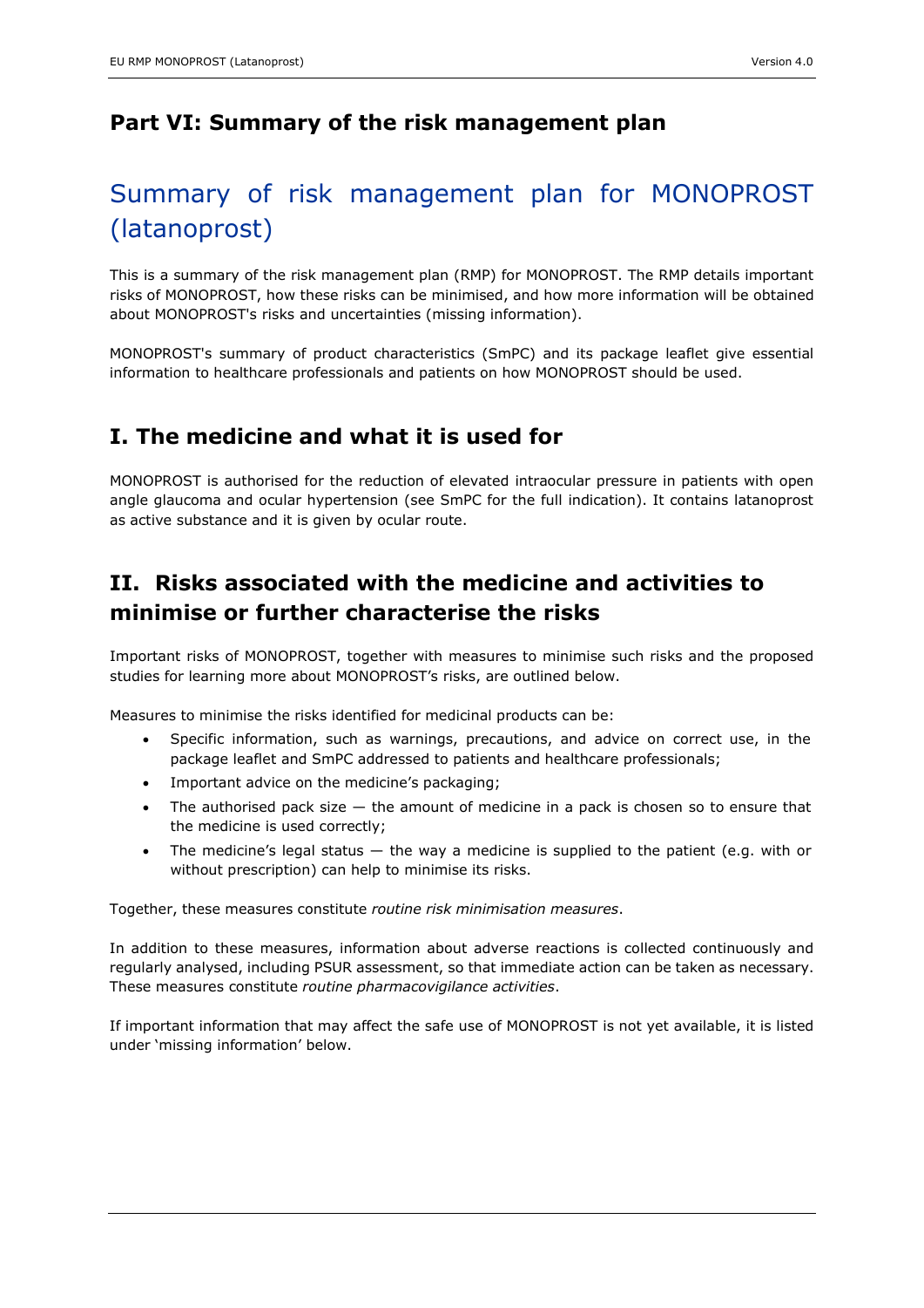# Part VI: Summary of the risk management plan

## Summary of risk management plan for MONOPROST (latanoprost)

This is a summary of the risk management plan (RMP) for MONOPROST. The RMP details important risks of MONOPROST, how these risks can be minimised, and how more information will be obtained about MONOPROST's risks and uncertainties (missing information).

MONOPROST's summary of product characteristics (SmPC) and its package leaflet give essential information to healthcare professionals and patients on how MONOPROST should be used.

## I. The medicine and what it is used for

MONOPROST is authorised for the reduction of elevated intraocular pressure in patients with open angle glaucoma and ocular hypertension (see SmPC for the full indication). It contains latanoprost as active substance and it is given by ocular route.

## II. Risks associated with the medicine and activities to minimise or further characterise the risks

Important risks of MONOPROST, together with measures to minimise such risks and the proposed studies for learning more about MONOPROST's risks, are outlined below.

Measures to minimise the risks identified for medicinal products can be:

- Specific information, such as warnings, precautions, and advice on correct use, in the package leaflet and SmPC addressed to patients and healthcare professionals;
- Important advice on the medicine's packaging;
- The authorised pack size — the amount of medicine in a pack is chosen so to ensure that the medicine is used correctly;
- The medicine's legal status — the way a medicine is supplied to the patient (e.g. with or without prescription) can help to minimise its risks.

Together, these measures constitute *routine risk minimisation measures*.

In addition to these measures, information about adverse reactions is collected continuously and regularly analysed, including PSUR assessment, so that immediate action can be taken as necessary. These measures constitute *routine pharmacovigilance activities*.

If important information that may affect the safe use of MONOPROST is not yet available, it is listed under 'missing information' below.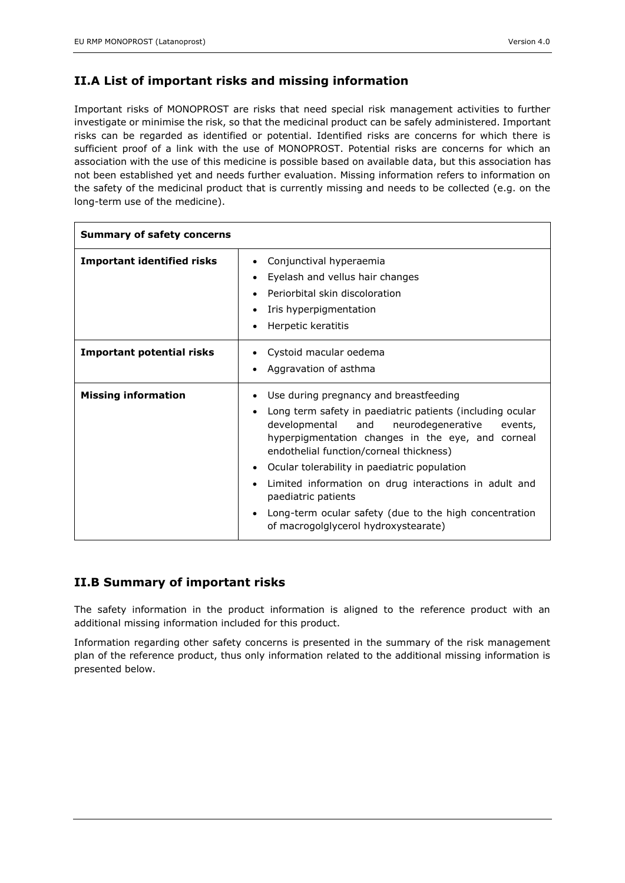## II.A List of important risks and missing information

Important risks of MONOPROST are risks that need special risk management activities to further investigate or minimise the risk, so that the medicinal product can be safely administered. Important risks can be regarded as identified or potential. Identified risks are concerns for which there is sufficient proof of a link with the use of MONOPROST. Potential risks are concerns for which an association with the use of this medicine is possible based on available data, but this association has not been established yet and needs further evaluation. Missing information refers to information on the safety of the medicinal product that is currently missing and needs to be collected (e.g. on the long-term use of the medicine).

| **Summary of safety concerns** | |
|---|---|
| **Important identified risks** | • Conjunctival hyperaemia<br>• Eyelash and vellus hair changes<br>• Periorbital skin discoloration<br>• Iris hyperpigmentation<br>• Herpetic keratitis |
| **Important potential risks** | • Cystoid macular oedema<br>• Aggravation of asthma |
| **Missing information** | • Use during pregnancy and breastfeeding<br>• Long term safety in paediatric patients (including ocular developmental and neurodegenerative events, hyperpigmentation changes in the eye, and corneal endothelial function/corneal thickness)<br>• Ocular tolerability in paediatric population<br>• Limited information on drug interactions in adult and paediatric patients<br>• Long-term ocular safety (due to the high concentration of macrogolglycerol hydroxystearate) |

## II.B Summary of important risks

The safety information in the product information is aligned to the reference product with an additional missing information included for this product.

Information regarding other safety concerns is presented in the summary of the risk management plan of the reference product, thus only information related to the additional missing information is presented below.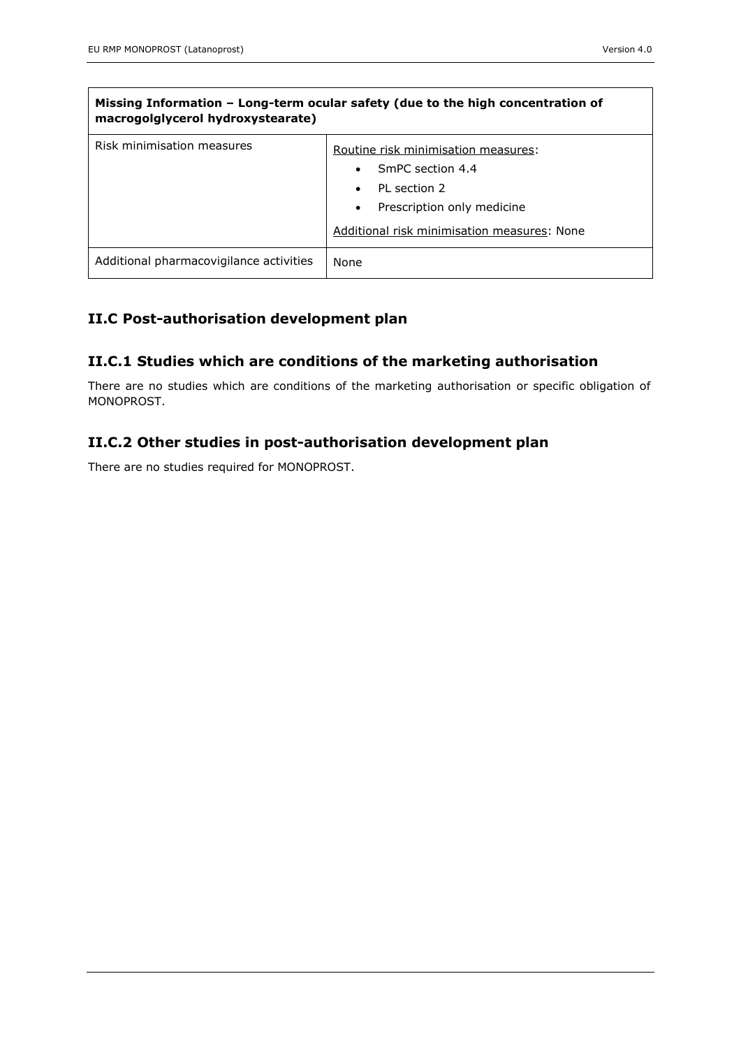| Missing Information – Long-term ocular safety (due to the high concentration of macrogolglycerol hydroxystearate) | |
|---|---|
| Risk minimisation measures | Routine risk minimisation measures:<br>• SmPC section 4.4<br>• PL section 2<br>• Prescription only medicine<br><br>Additional risk minimisation measures: None |
| Additional pharmacovigilance activities | None |

## II.C Post-authorisation development plan

### II.C.1 Studies which are conditions of the marketing authorisation

There are no studies which are conditions of the marketing authorisation or specific obligation of MONOPROST.

### II.C.2 Other studies in post-authorisation development plan

There are no studies required for MONOPROST.